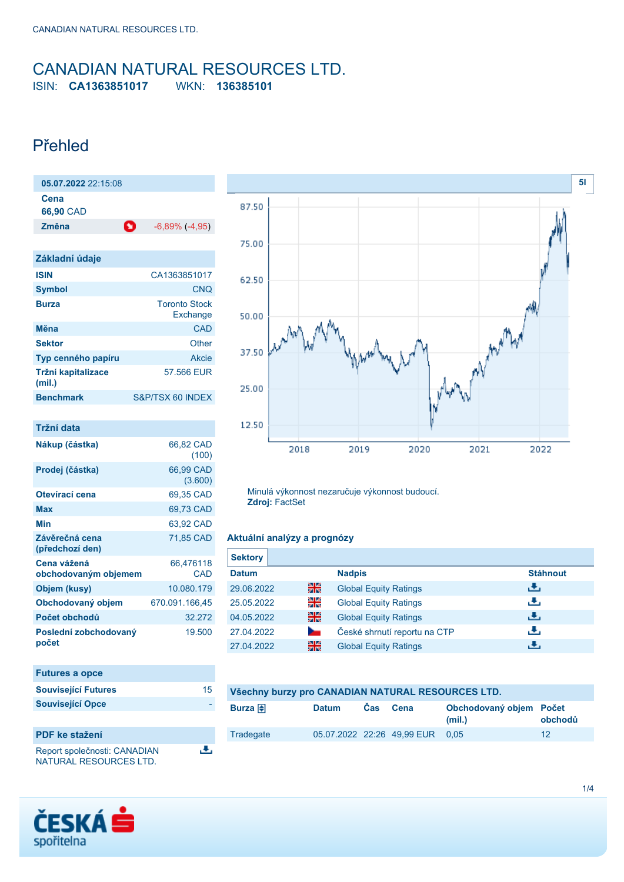# CANADIAN NATURAL RESOURCES LTD.

ISIN: **CA1363851017** WKN: **136385101**

## Přehled

**05.07.2022** 22:15:08

**Cena**
**66,90** CAD

| **Změna** | -6,89% (-4,95) |
|---|---|

| **Základní údaje** | |
|---|---|
| **ISIN** | CA1363851017 |
| **Symbol** | CNQ |
| **Burza** | Toronto Stock Exchange |
| **Měna** | CAD |
| **Sektor** | Other |
| **Typ cenného papíru** | Akcie |
| **Tržní kapitalizace (mil.)** | 57.566 EUR |
| **Benchmark** | S&P/TSX 60 INDEX |

| **Tržní data** | |
|---|---|
| **Nákup (částka)** | 66,82 CAD (100) |
| **Prodej (částka)** | 66,99 CAD (3.600) |
| **Otevírací cena** | 69,35 CAD |
| **Max** | 69,73 CAD |
| **Min** | 63,92 CAD |
| **Závěrečná cena (předchozí den)** | 71,85 CAD |
| **Cena vážená obchodovaným objemem** | 66,476118 CAD |
| **Objem (kusy)** | 10.080.179 |
| **Obchodovaný objem** | 670.091.166,45 |
| **Počet obchodů** | 32.272 |
| **Poslední zobchodovaný počet** | 19.500 |

| **Futures a opce** | |
|---|---|
| **Související Futures** | 15 |
| **Související Opce** | - |

**PDF ke stažení**

Report společnosti: CANADIAN NATURAL RESOURCES LTD.

5l

Minulá výkonnost nezaručuje výkonnost budoucí.
**Zdroj:** FactSet

### Aktuální analýzy a prognózy

**Sektory**

| Datum | | Nadpis | Stáhnout |
|---|---|---|---|
| 29.06.2022 | EN | Global Equity Ratings | |
| 25.05.2022 | EN | Global Equity Ratings | |
| 04.05.2022 | EN | Global Equity Ratings | |
| 27.04.2022 | CZ | České shrnutí reportu na CTP | |
| 27.04.2022 | EN | Global Equity Ratings | |

### Všechny burzy pro CANADIAN NATURAL RESOURCES LTD.

| Burza | Datum | Čas | Cena | Obchodovaný objem (mil.) | Počet obchodů |
|---|---|---|---|---|---|
| Tradegate | 05.07.2022 | 22:26 | 49,99 EUR | 0,05 | 12 |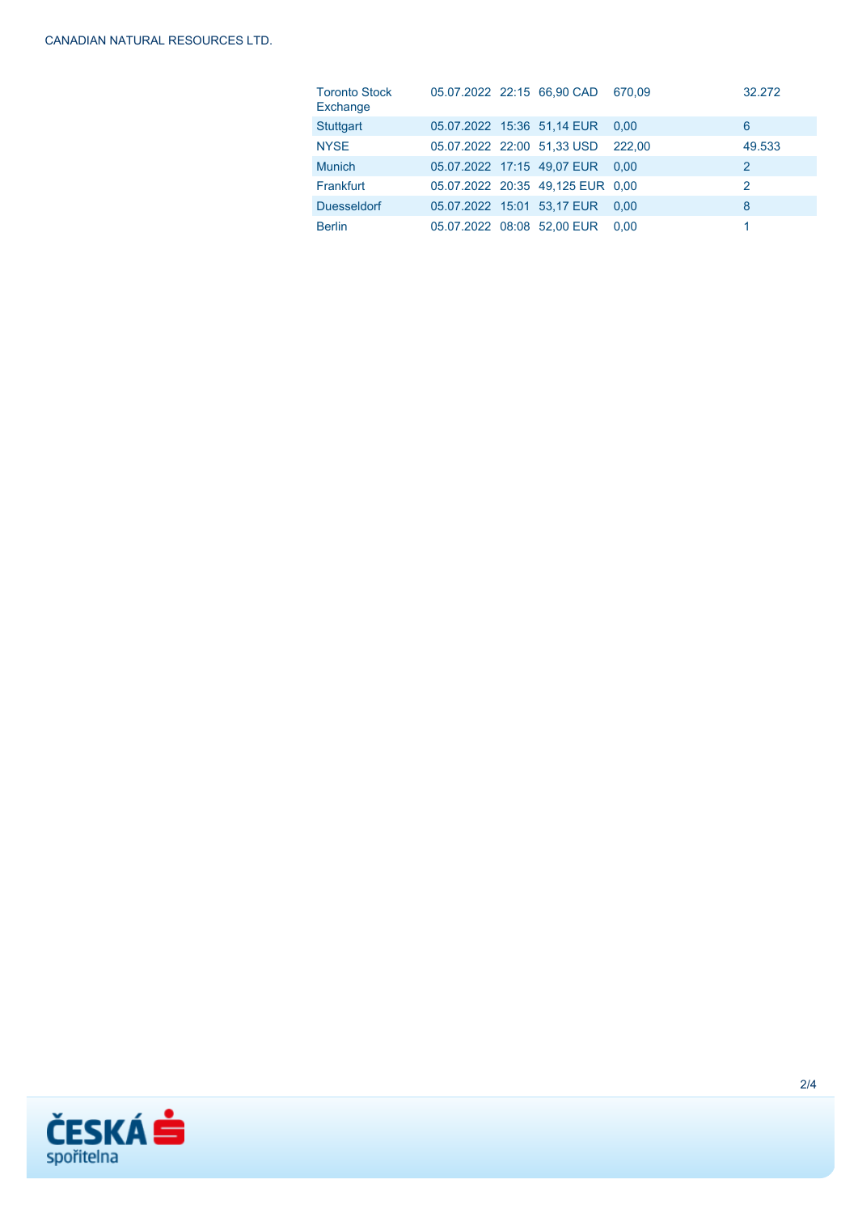| | | | | | |
|---|---|---|---|---|---|
| Toronto Stock Exchange | 05.07.2022 | 22:15 | 66,90 CAD | 670,09 | 32.272 |
| Stuttgart | 05.07.2022 | 15:36 | 51,14 EUR | 0,00 | 6 |
| NYSE | 05.07.2022 | 22:00 | 51,33 USD | 222,00 | 49.533 |
| Munich | 05.07.2022 | 17:15 | 49,07 EUR | 0,00 | 2 |
| Frankfurt | 05.07.2022 | 20:35 | 49,125 EUR | 0,00 | 2 |
| Duesseldorf | 05.07.2022 | 15:01 | 53,17 EUR | 0,00 | 8 |
| Berlin | 05.07.2022 | 08:08 | 52,00 EUR | 0,00 | 1 |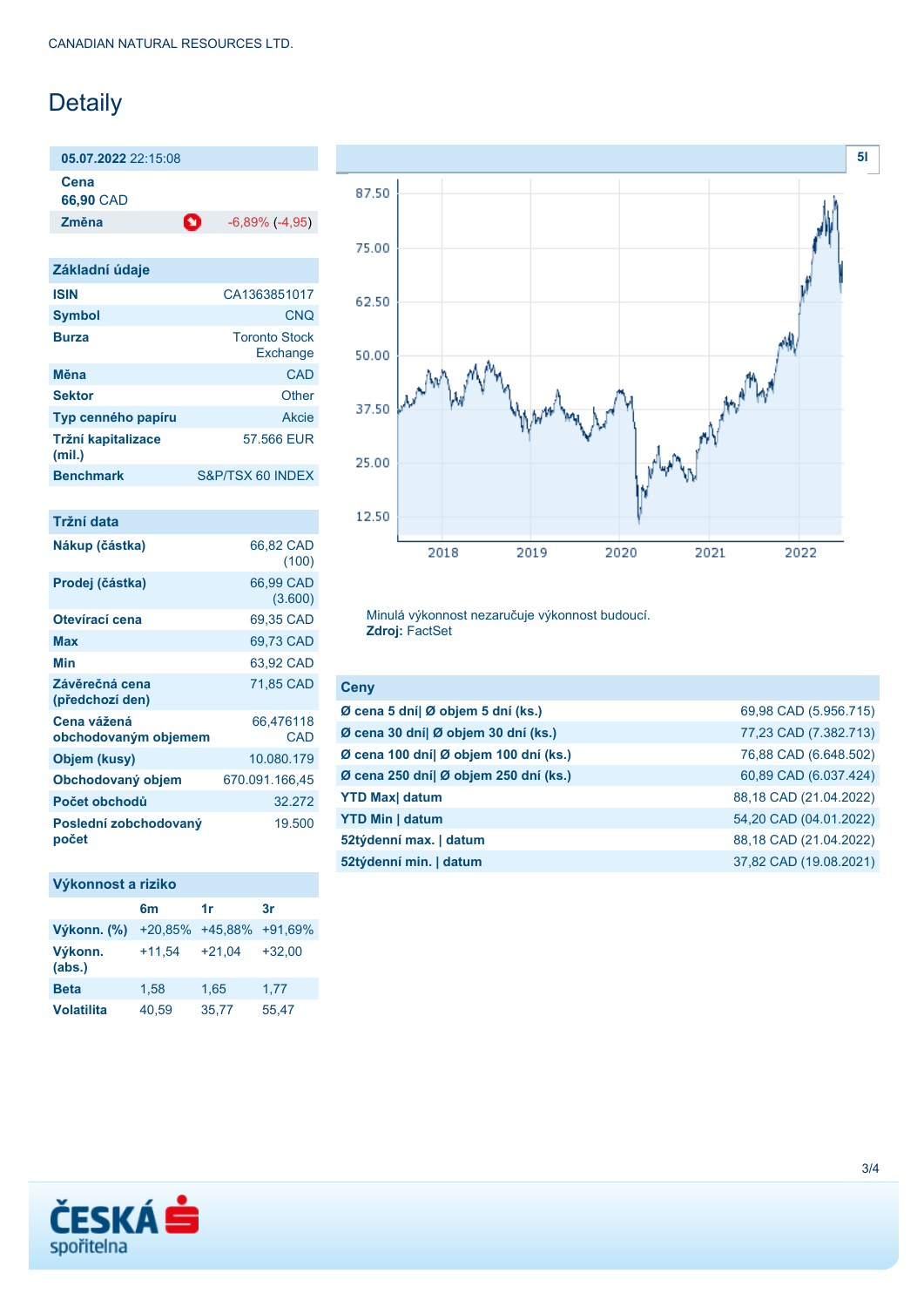# Detaily

| **05.07.2022** 22:15:08 | |
|---|---|
| **Cena** 66,90 CAD | |
| **Změna** | -6,89% (-4,95) |

## Základní údaje

| | |
|---|---|
| **ISIN** | CA1363851017 |
| **Symbol** | CNQ |
| **Burza** | Toronto Stock Exchange |
| **Měna** | CAD |
| **Sektor** | Other |
| **Typ cenného papíru** | Akcie |
| **Tržní kapitalizace (mil.)** | 57.566 EUR |
| **Benchmark** | S&P/TSX 60 INDEX |

## Tržní data

| | |
|---|---|
| **Nákup (částka)** | 66,82 CAD (100) |
| **Prodej (částka)** | 66,99 CAD (3.600) |
| **Otevírací cena** | 69,35 CAD |
| **Max** | 69,73 CAD |
| **Min** | 63,92 CAD |
| **Závěrečná cena (předchozí den)** | 71,85 CAD |
| **Cena vážená obchodovaným objemem** | 66,476118 CAD |
| **Objem (kusy)** | 10.080.179 |
| **Obchodovaný objem** | 670.091.166,45 |
| **Počet obchodů** | 32.272 |
| **Poslední zobchodovaný počet** | 19.500 |

## Výkonnost a riziko

| | 6m | 1r | 3r |
|---|---|---|---|
| **Výkonn. (%)** | +20,85% | +45,88% | +91,69% |
| **Výkonn. (abs.)** | +11,54 | +21,04 | +32,00 |
| **Beta** | 1,58 | 1,65 | 1,77 |
| **Volatilita** | 40,59 | 35,77 | 55,47 |

Minulá výkonnost nezaručuje výkonnost budoucí.
**Zdroj:** FactSet

## Ceny

| | |
|---|---|
| **Ø cena 5 dní\| Ø objem 5 dní (ks.)** | 69,98 CAD (5.956.715) |
| **Ø cena 30 dní\| Ø objem 30 dní (ks.)** | 77,23 CAD (7.382.713) |
| **Ø cena 100 dní\| Ø objem 100 dní (ks.)** | 76,88 CAD (6.648.502) |
| **Ø cena 250 dní\| Ø objem 250 dní (ks.)** | 60,89 CAD (6.037.424) |
| **YTD Max\| datum** | 88,18 CAD (21.04.2022) |
| **YTD Min \| datum** | 54,20 CAD (04.01.2022) |
| **52týdenní max. \| datum** | 88,18 CAD (21.04.2022) |
| **52týdenní min. \| datum** | 37,82 CAD (19.08.2021) |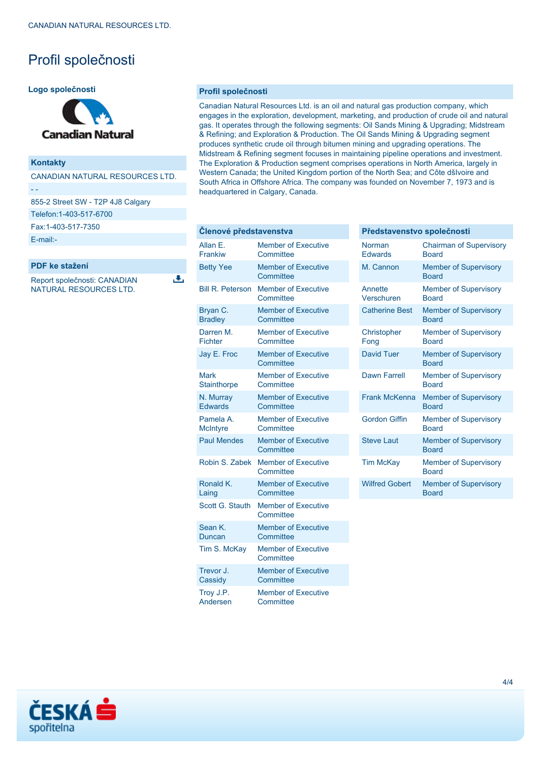# Profil společnosti

### Logo společnosti

### Kontakty

CANADIAN NATURAL RESOURCES LTD.

- -

855-2 Street SW - T2P 4J8 Calgary

Telefon:1-403-517-6700

Fax:1-403-517-7350

E-mail:-

### PDF ke stažení

Report společnosti: CANADIAN NATURAL RESOURCES LTD.

### Profil společnosti

Canadian Natural Resources Ltd. is an oil and natural gas production company, which engages in the exploration, development, marketing, and production of crude oil and natural gas. It operates through the following segments: Oil Sands Mining & Upgrading; Midstream & Refining; and Exploration & Production. The Oil Sands Mining & Upgrading segment produces synthetic crude oil through bitumen mining and upgrading operations. The Midstream & Refining segment focuses in maintaining pipeline operations and investment. The Exploration & Production segment comprises operations in North America, largely in Western Canada; the United Kingdom portion of the North Sea; and Côte dšlvoire and South Africa in Offshore Africa. The company was founded on November 7, 1973 and is headquartered in Calgary, Canada.

### Členové představenstva

| | |
|---|---|
| Allan E. Frankiw | Member of Executive Committee |
| Betty Yee | Member of Executive Committee |
| Bill R. Peterson | Member of Executive Committee |
| Bryan C. Bradley | Member of Executive Committee |
| Darren M. Fichter | Member of Executive Committee |
| Jay E. Froc | Member of Executive Committee |
| Mark Stainthorpe | Member of Executive Committee |
| N. Murray Edwards | Member of Executive Committee |
| Pamela A. McIntyre | Member of Executive Committee |
| Paul Mendes | Member of Executive Committee |
| Robin S. Zabek | Member of Executive Committee |
| Ronald K. Laing | Member of Executive Committee |
| Scott G. Stauth | Member of Executive Committee |
| Sean K. Duncan | Member of Executive Committee |
| Tim S. McKay | Member of Executive Committee |
| Trevor J. Cassidy | Member of Executive Committee |
| Troy J.P. Andersen | Member of Executive Committee |

### Představenstvo společnosti

| | |
|---|---|
| Norman Edwards | Chairman of Supervisory Board |
| M. Cannon | Member of Supervisory Board |
| Annette Verschuren | Member of Supervisory Board |
| Catherine Best | Member of Supervisory Board |
| Christopher Fong | Member of Supervisory Board |
| David Tuer | Member of Supervisory Board |
| Dawn Farrell | Member of Supervisory Board |
| Frank McKenna | Member of Supervisory Board |
| Gordon Giffin | Member of Supervisory Board |
| Steve Laut | Member of Supervisory Board |
| Tim McKay | Member of Supervisory Board |
| Wilfred Gobert | Member of Supervisory Board |